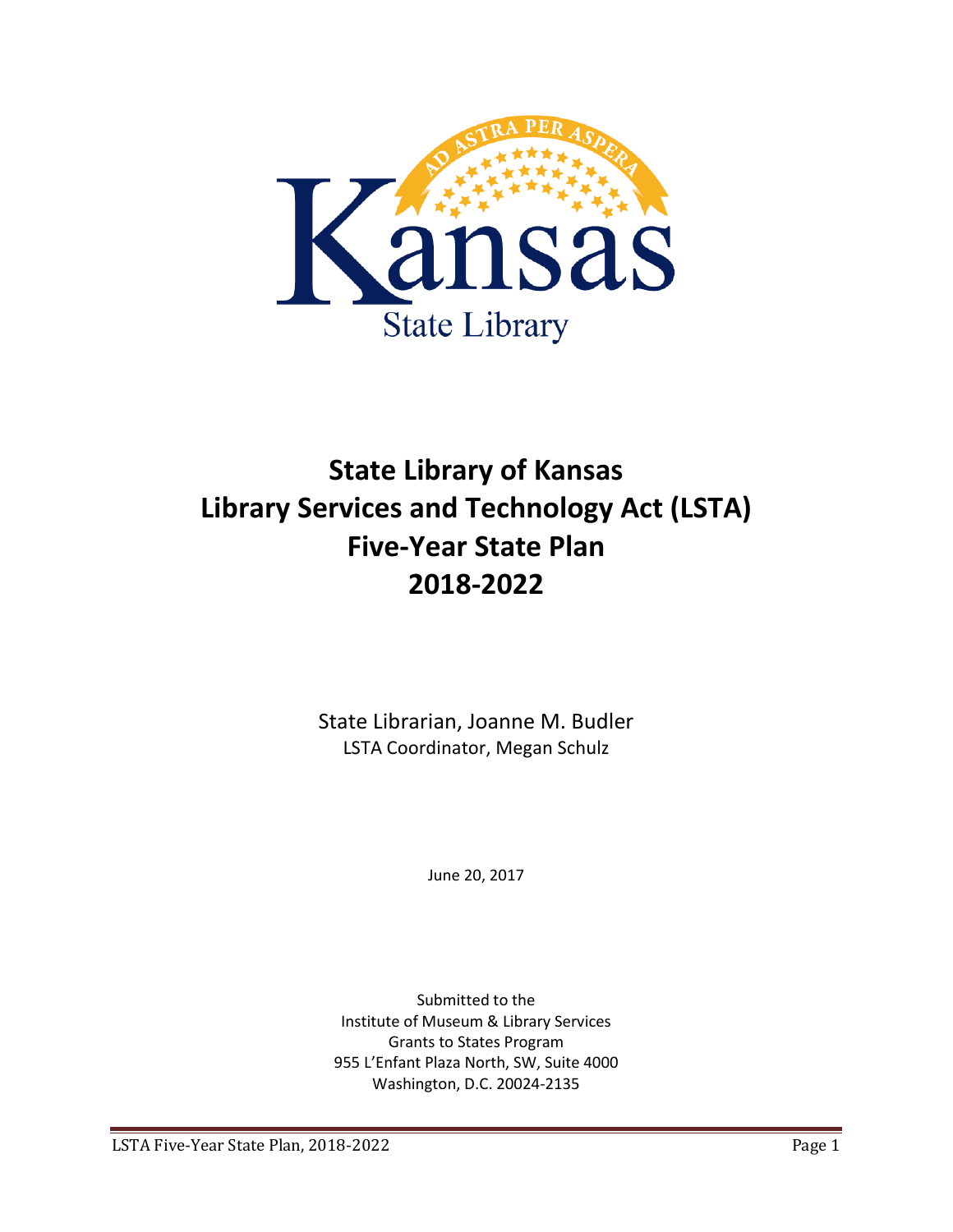AD ASTRA PER ASPERA

Kansas

State Library

# State Library of Kansas
# Library Services and Technology Act (LSTA)
# Five-Year State Plan
# 2018-2022

State Librarian, Joanne M. Budler

LSTA Coordinator, Megan Schulz

June 20, 2017

Submitted to the
Institute of Museum & Library Services
Grants to States Program
955 L'Enfant Plaza North, SW, Suite 4000
Washington, D.C. 20024-2135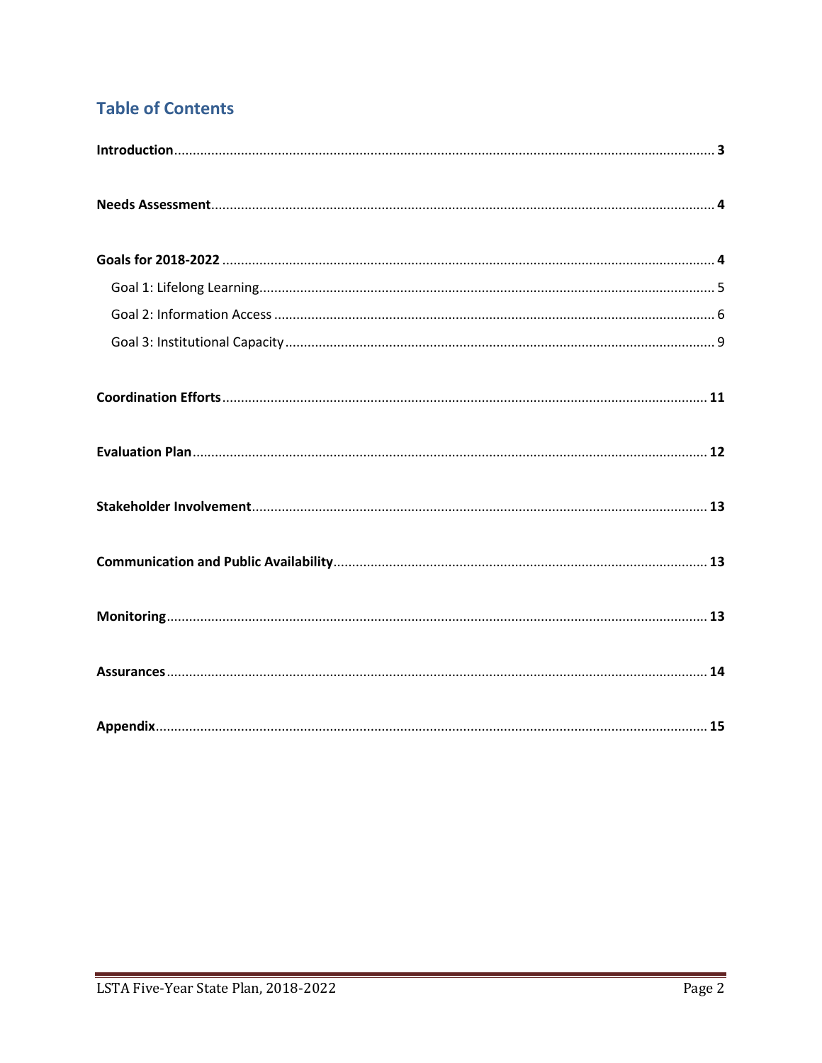## Table of Contents

**Introduction** ........................................................................................................................................ **3**

**Needs Assessment** ................................................................................................................................ **4**

**Goals for 2018-2022** ............................................................................................................................. **4**

- Goal 1: Lifelong Learning ..................................................................................................................... 5
- Goal 2: Information Access .................................................................................................................. 6
- Goal 3: Institutional Capacity ............................................................................................................... 9

**Coordination Efforts** ............................................................................................................................ **11**

**Evaluation Plan** .................................................................................................................................... **12**

**Stakeholder Involvement** ..................................................................................................................... **13**

**Communication and Public Availability** .............................................................................................. **13**

**Monitoring** ........................................................................................................................................... **13**

**Assurances** ........................................................................................................................................... **14**

**Appendix** .............................................................................................................................................. **15**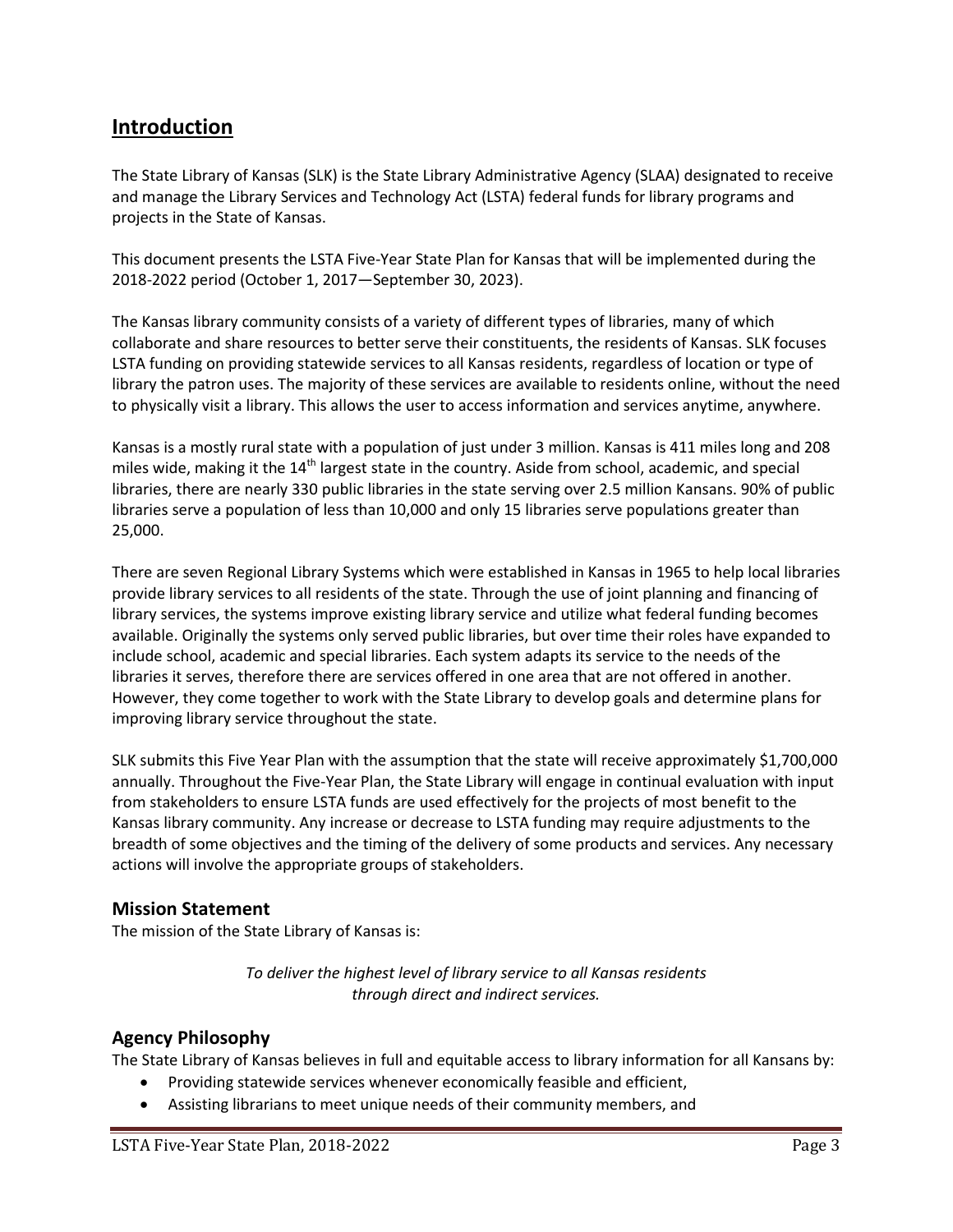## Introduction

The State Library of Kansas (SLK) is the State Library Administrative Agency (SLAA) designated to receive and manage the Library Services and Technology Act (LSTA) federal funds for library programs and projects in the State of Kansas.

This document presents the LSTA Five-Year State Plan for Kansas that will be implemented during the 2018-2022 period (October 1, 2017—September 30, 2023).

The Kansas library community consists of a variety of different types of libraries, many of which collaborate and share resources to better serve their constituents, the residents of Kansas. SLK focuses LSTA funding on providing statewide services to all Kansas residents, regardless of location or type of library the patron uses. The majority of these services are available to residents online, without the need to physically visit a library. This allows the user to access information and services anytime, anywhere.

Kansas is a mostly rural state with a population of just under 3 million. Kansas is 411 miles long and 208 miles wide, making it the 14th largest state in the country. Aside from school, academic, and special libraries, there are nearly 330 public libraries in the state serving over 2.5 million Kansans. 90% of public libraries serve a population of less than 10,000 and only 15 libraries serve populations greater than 25,000.

There are seven Regional Library Systems which were established in Kansas in 1965 to help local libraries provide library services to all residents of the state. Through the use of joint planning and financing of library services, the systems improve existing library service and utilize what federal funding becomes available. Originally the systems only served public libraries, but over time their roles have expanded to include school, academic and special libraries. Each system adapts its service to the needs of the libraries it serves, therefore there are services offered in one area that are not offered in another. However, they come together to work with the State Library to develop goals and determine plans for improving library service throughout the state.

SLK submits this Five Year Plan with the assumption that the state will receive approximately $1,700,000 annually. Throughout the Five-Year Plan, the State Library will engage in continual evaluation with input from stakeholders to ensure LSTA funds are used effectively for the projects of most benefit to the Kansas library community. Any increase or decrease to LSTA funding may require adjustments to the breadth of some objectives and the timing of the delivery of some products and services. Any necessary actions will involve the appropriate groups of stakeholders.

### Mission Statement

The mission of the State Library of Kansas is:

*To deliver the highest level of library service to all Kansas residents through direct and indirect services.*

### Agency Philosophy

The State Library of Kansas believes in full and equitable access to library information for all Kansans by:

- Providing statewide services whenever economically feasible and efficient,
- Assisting librarians to meet unique needs of their community members, and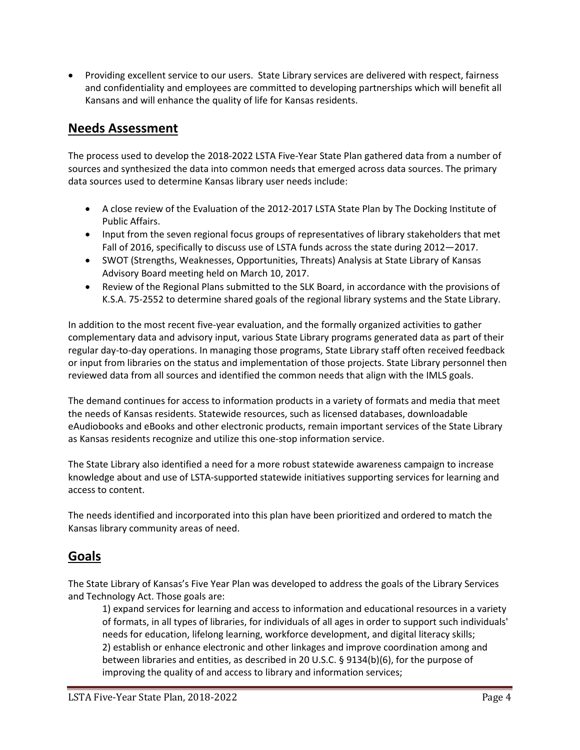- Providing excellent service to our users. State Library services are delivered with respect, fairness and confidentiality and employees are committed to developing partnerships which will benefit all Kansans and will enhance the quality of life for Kansas residents.

## Needs Assessment

The process used to develop the 2018-2022 LSTA Five-Year State Plan gathered data from a number of sources and synthesized the data into common needs that emerged across data sources. The primary data sources used to determine Kansas library user needs include:

- A close review of the Evaluation of the 2012-2017 LSTA State Plan by The Docking Institute of Public Affairs.
- Input from the seven regional focus groups of representatives of library stakeholders that met Fall of 2016, specifically to discuss use of LSTA funds across the state during 2012—2017.
- SWOT (Strengths, Weaknesses, Opportunities, Threats) Analysis at State Library of Kansas Advisory Board meeting held on March 10, 2017.
- Review of the Regional Plans submitted to the SLK Board, in accordance with the provisions of K.S.A. 75-2552 to determine shared goals of the regional library systems and the State Library.

In addition to the most recent five-year evaluation, and the formally organized activities to gather complementary data and advisory input, various State Library programs generated data as part of their regular day-to-day operations. In managing those programs, State Library staff often received feedback or input from libraries on the status and implementation of those projects. State Library personnel then reviewed data from all sources and identified the common needs that align with the IMLS goals.

The demand continues for access to information products in a variety of formats and media that meet the needs of Kansas residents. Statewide resources, such as licensed databases, downloadable eAudiobooks and eBooks and other electronic products, remain important services of the State Library as Kansas residents recognize and utilize this one-stop information service.

The State Library also identified a need for a more robust statewide awareness campaign to increase knowledge about and use of LSTA-supported statewide initiatives supporting services for learning and access to content.

The needs identified and incorporated into this plan have been prioritized and ordered to match the Kansas library community areas of need.

## Goals

The State Library of Kansas's Five Year Plan was developed to address the goals of the Library Services and Technology Act. Those goals are:

1) expand services for learning and access to information and educational resources in a variety of formats, in all types of libraries, for individuals of all ages in order to support such individuals' needs for education, lifelong learning, workforce development, and digital literacy skills;
2) establish or enhance electronic and other linkages and improve coordination among and between libraries and entities, as described in 20 U.S.C. § 9134(b)(6), for the purpose of improving the quality of and access to library and information services;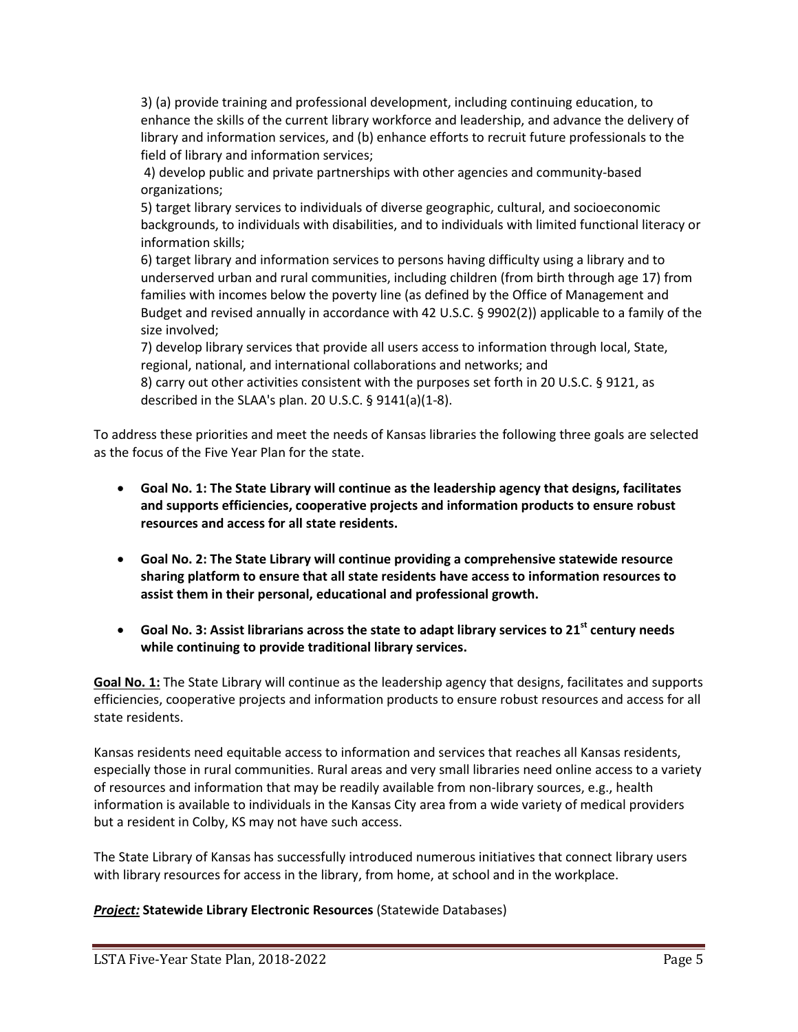3) (a) provide training and professional development, including continuing education, to enhance the skills of the current library workforce and leadership, and advance the delivery of library and information services, and (b) enhance efforts to recruit future professionals to the field of library and information services;
4) develop public and private partnerships with other agencies and community-based organizations;
5) target library services to individuals of diverse geographic, cultural, and socioeconomic backgrounds, to individuals with disabilities, and to individuals with limited functional literacy or information skills;
6) target library and information services to persons having difficulty using a library and to underserved urban and rural communities, including children (from birth through age 17) from families with incomes below the poverty line (as defined by the Office of Management and Budget and revised annually in accordance with 42 U.S.C. § 9902(2)) applicable to a family of the size involved;
7) develop library services that provide all users access to information through local, State, regional, national, and international collaborations and networks; and
8) carry out other activities consistent with the purposes set forth in 20 U.S.C. § 9121, as described in the SLAA's plan. 20 U.S.C. § 9141(a)(1-8).

To address these priorities and meet the needs of Kansas libraries the following three goals are selected as the focus of the Five Year Plan for the state.

- **Goal No. 1: The State Library will continue as the leadership agency that designs, facilitates and supports efficiencies, cooperative projects and information products to ensure robust resources and access for all state residents.**
- **Goal No. 2: The State Library will continue providing a comprehensive statewide resource sharing platform to ensure that all state residents have access to information resources to assist them in their personal, educational and professional growth.**
- **Goal No. 3: Assist librarians across the state to adapt library services to 21st century needs while continuing to provide traditional library services.**

**Goal No. 1:** The State Library will continue as the leadership agency that designs, facilitates and supports efficiencies, cooperative projects and information products to ensure robust resources and access for all state residents.

Kansas residents need equitable access to information and services that reaches all Kansas residents, especially those in rural communities. Rural areas and very small libraries need online access to a variety of resources and information that may be readily available from non-library sources, e.g., health information is available to individuals in the Kansas City area from a wide variety of medical providers but a resident in Colby, KS may not have such access.

The State Library of Kansas has successfully introduced numerous initiatives that connect library users with library resources for access in the library, from home, at school and in the workplace.

***Project:*** **Statewide Library Electronic Resources** (Statewide Databases)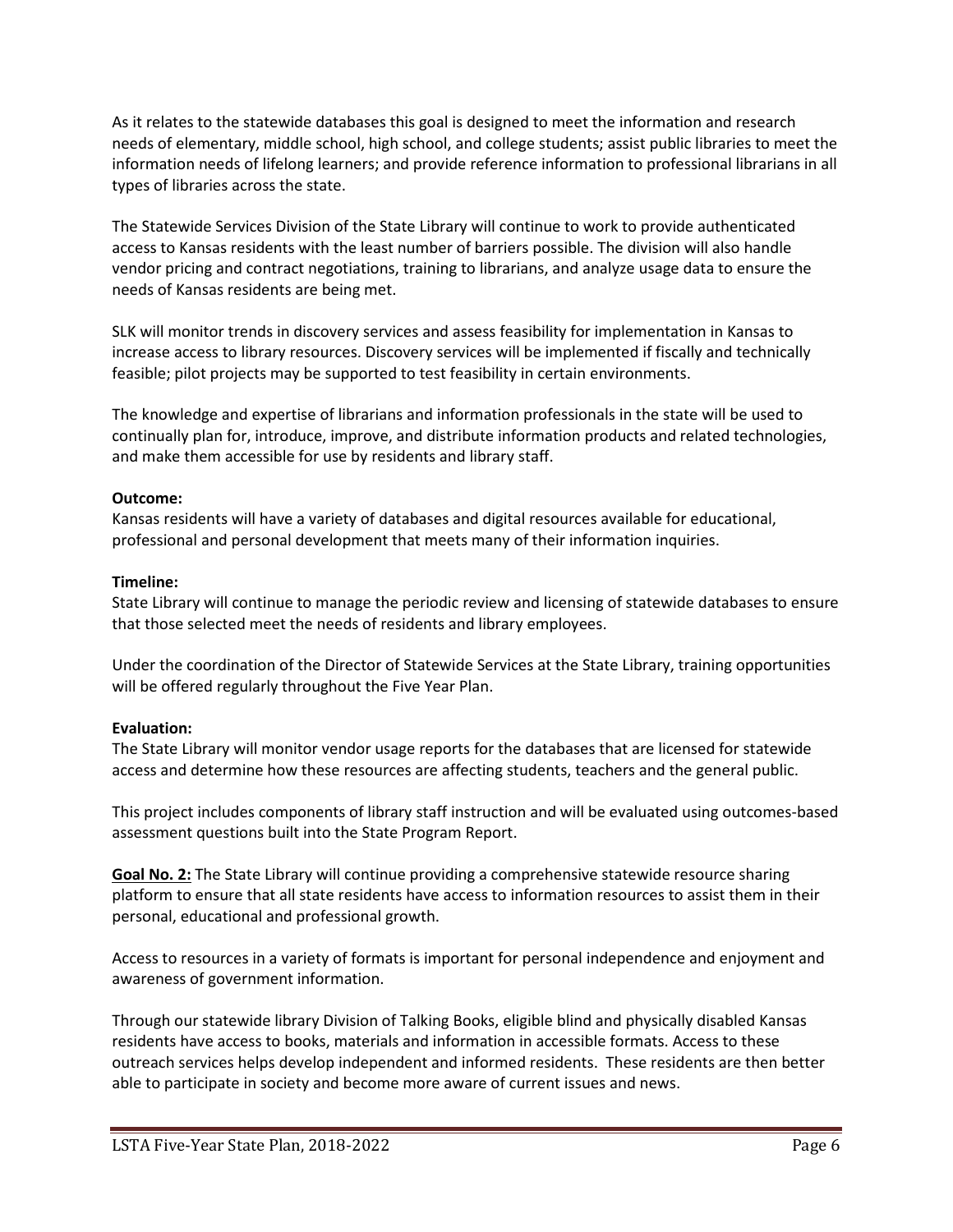As it relates to the statewide databases this goal is designed to meet the information and research needs of elementary, middle school, high school, and college students; assist public libraries to meet the information needs of lifelong learners; and provide reference information to professional librarians in all types of libraries across the state.

The Statewide Services Division of the State Library will continue to work to provide authenticated access to Kansas residents with the least number of barriers possible. The division will also handle vendor pricing and contract negotiations, training to librarians, and analyze usage data to ensure the needs of Kansas residents are being met.

SLK will monitor trends in discovery services and assess feasibility for implementation in Kansas to increase access to library resources. Discovery services will be implemented if fiscally and technically feasible; pilot projects may be supported to test feasibility in certain environments.

The knowledge and expertise of librarians and information professionals in the state will be used to continually plan for, introduce, improve, and distribute information products and related technologies, and make them accessible for use by residents and library staff.

**Outcome:**
Kansas residents will have a variety of databases and digital resources available for educational, professional and personal development that meets many of their information inquiries.

**Timeline:**
State Library will continue to manage the periodic review and licensing of statewide databases to ensure that those selected meet the needs of residents and library employees.

Under the coordination of the Director of Statewide Services at the State Library, training opportunities will be offered regularly throughout the Five Year Plan.

**Evaluation:**
The State Library will monitor vendor usage reports for the databases that are licensed for statewide access and determine how these resources are affecting students, teachers and the general public.

This project includes components of library staff instruction and will be evaluated using outcomes-based assessment questions built into the State Program Report.

**Goal No. 2:** The State Library will continue providing a comprehensive statewide resource sharing platform to ensure that all state residents have access to information resources to assist them in their personal, educational and professional growth.

Access to resources in a variety of formats is important for personal independence and enjoyment and awareness of government information.

Through our statewide library Division of Talking Books, eligible blind and physically disabled Kansas residents have access to books, materials and information in accessible formats. Access to these outreach services helps develop independent and informed residents. These residents are then better able to participate in society and become more aware of current issues and news.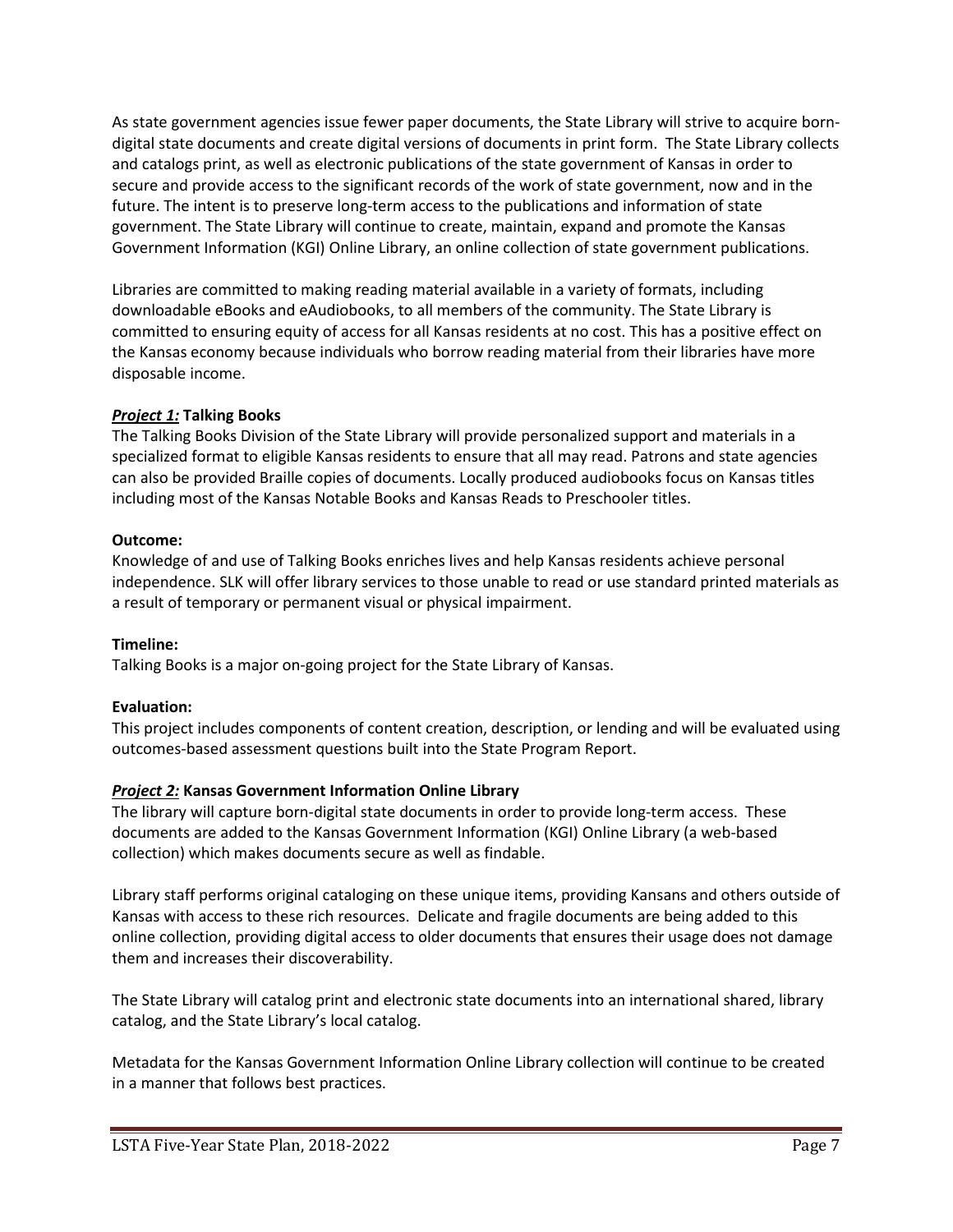As state government agencies issue fewer paper documents, the State Library will strive to acquire born-digital state documents and create digital versions of documents in print form. The State Library collects and catalogs print, as well as electronic publications of the state government of Kansas in order to secure and provide access to the significant records of the work of state government, now and in the future. The intent is to preserve long-term access to the publications and information of state government. The State Library will continue to create, maintain, expand and promote the Kansas Government Information (KGI) Online Library, an online collection of state government publications.

Libraries are committed to making reading material available in a variety of formats, including downloadable eBooks and eAudiobooks, to all members of the community. The State Library is committed to ensuring equity of access for all Kansas residents at no cost. This has a positive effect on the Kansas economy because individuals who borrow reading material from their libraries have more disposable income.

***Project 1:*** **Talking Books**

The Talking Books Division of the State Library will provide personalized support and materials in a specialized format to eligible Kansas residents to ensure that all may read. Patrons and state agencies can also be provided Braille copies of documents. Locally produced audiobooks focus on Kansas titles including most of the Kansas Notable Books and Kansas Reads to Preschooler titles.

**Outcome:**

Knowledge of and use of Talking Books enriches lives and help Kansas residents achieve personal independence. SLK will offer library services to those unable to read or use standard printed materials as a result of temporary or permanent visual or physical impairment.

**Timeline:**

Talking Books is a major on-going project for the State Library of Kansas.

**Evaluation:**

This project includes components of content creation, description, or lending and will be evaluated using outcomes-based assessment questions built into the State Program Report.

***Project 2:*** **Kansas Government Information Online Library**

The library will capture born-digital state documents in order to provide long-term access. These documents are added to the Kansas Government Information (KGI) Online Library (a web-based collection) which makes documents secure as well as findable.

Library staff performs original cataloging on these unique items, providing Kansans and others outside of Kansas with access to these rich resources. Delicate and fragile documents are being added to this online collection, providing digital access to older documents that ensures their usage does not damage them and increases their discoverability.

The State Library will catalog print and electronic state documents into an international shared, library catalog, and the State Library's local catalog.

Metadata for the Kansas Government Information Online Library collection will continue to be created in a manner that follows best practices.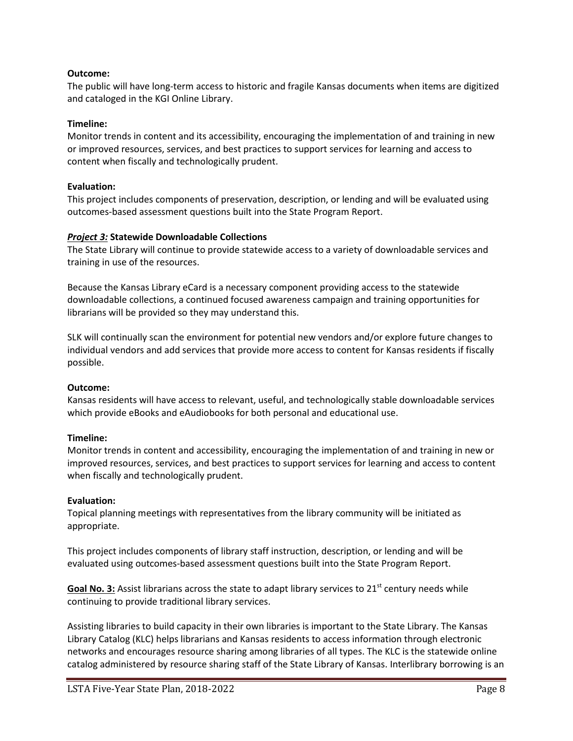**Outcome:**
The public will have long-term access to historic and fragile Kansas documents when items are digitized and cataloged in the KGI Online Library.

**Timeline:**
Monitor trends in content and its accessibility, encouraging the implementation of and training in new or improved resources, services, and best practices to support services for learning and access to content when fiscally and technologically prudent.

**Evaluation:**
This project includes components of preservation, description, or lending and will be evaluated using outcomes-based assessment questions built into the State Program Report.

***Project 3:*** **Statewide Downloadable Collections**
The State Library will continue to provide statewide access to a variety of downloadable services and training in use of the resources.

Because the Kansas Library eCard is a necessary component providing access to the statewide downloadable collections, a continued focused awareness campaign and training opportunities for librarians will be provided so they may understand this.

SLK will continually scan the environment for potential new vendors and/or explore future changes to individual vendors and add services that provide more access to content for Kansas residents if fiscally possible.

**Outcome:**
Kansas residents will have access to relevant, useful, and technologically stable downloadable services which provide eBooks and eAudiobooks for both personal and educational use.

**Timeline:**
Monitor trends in content and accessibility, encouraging the implementation of and training in new or improved resources, services, and best practices to support services for learning and access to content when fiscally and technologically prudent.

**Evaluation:**
Topical planning meetings with representatives from the library community will be initiated as appropriate.

This project includes components of library staff instruction, description, or lending and will be evaluated using outcomes-based assessment questions built into the State Program Report.

**Goal No. 3:** Assist librarians across the state to adapt library services to 21st century needs while continuing to provide traditional library services.

Assisting libraries to build capacity in their own libraries is important to the State Library. The Kansas Library Catalog (KLC) helps librarians and Kansas residents to access information through electronic networks and encourages resource sharing among libraries of all types. The KLC is the statewide online catalog administered by resource sharing staff of the State Library of Kansas. Interlibrary borrowing is an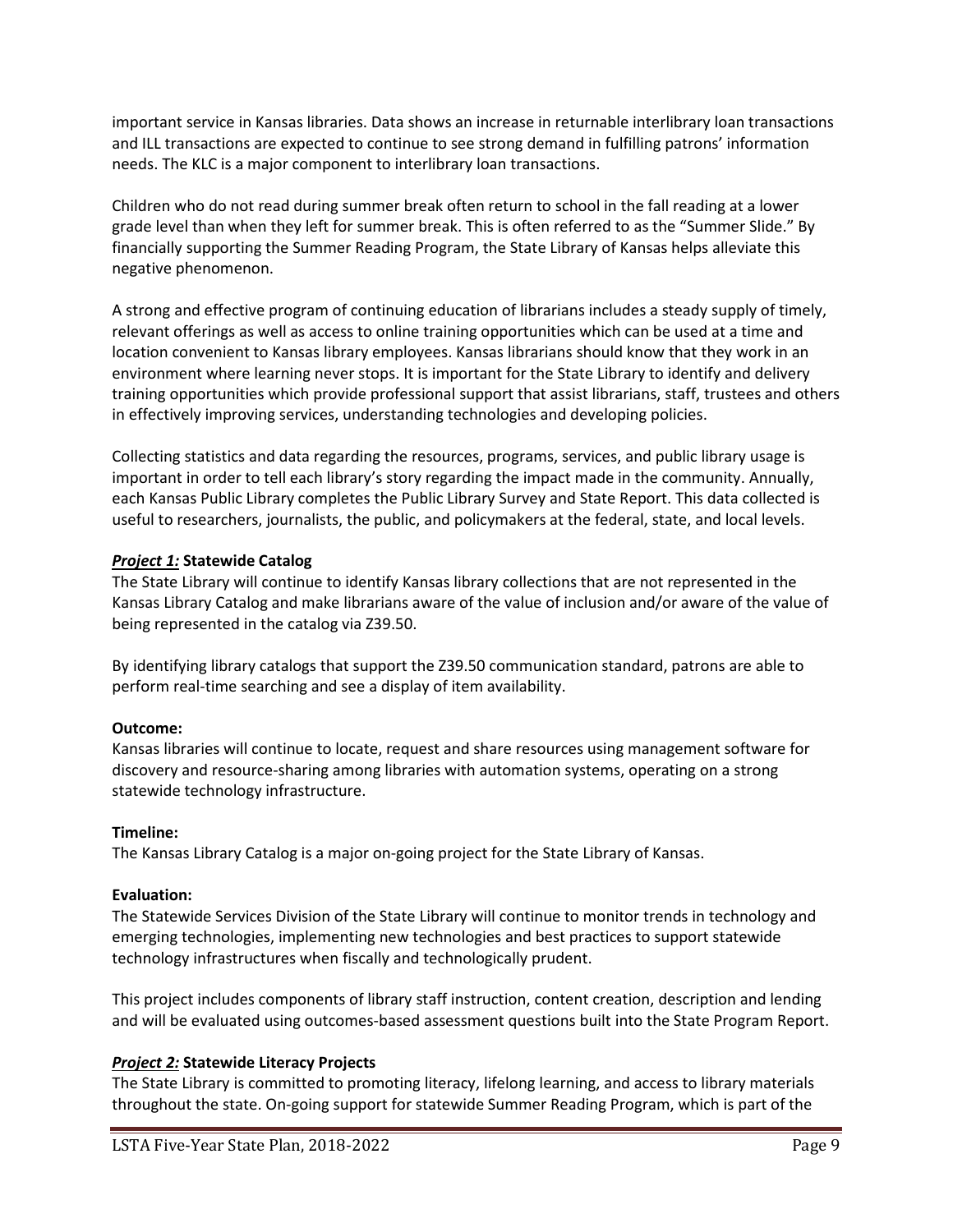important service in Kansas libraries. Data shows an increase in returnable interlibrary loan transactions and ILL transactions are expected to continue to see strong demand in fulfilling patrons' information needs. The KLC is a major component to interlibrary loan transactions.

Children who do not read during summer break often return to school in the fall reading at a lower grade level than when they left for summer break. This is often referred to as the "Summer Slide." By financially supporting the Summer Reading Program, the State Library of Kansas helps alleviate this negative phenomenon.

A strong and effective program of continuing education of librarians includes a steady supply of timely, relevant offerings as well as access to online training opportunities which can be used at a time and location convenient to Kansas library employees. Kansas librarians should know that they work in an environment where learning never stops. It is important for the State Library to identify and delivery training opportunities which provide professional support that assist librarians, staff, trustees and others in effectively improving services, understanding technologies and developing policies.

Collecting statistics and data regarding the resources, programs, services, and public library usage is important in order to tell each library's story regarding the impact made in the community. Annually, each Kansas Public Library completes the Public Library Survey and State Report. This data collected is useful to researchers, journalists, the public, and policymakers at the federal, state, and local levels.

***Project 1:*** **Statewide Catalog**

The State Library will continue to identify Kansas library collections that are not represented in the Kansas Library Catalog and make librarians aware of the value of inclusion and/or aware of the value of being represented in the catalog via Z39.50.

By identifying library catalogs that support the Z39.50 communication standard, patrons are able to perform real-time searching and see a display of item availability.

**Outcome:**

Kansas libraries will continue to locate, request and share resources using management software for discovery and resource-sharing among libraries with automation systems, operating on a strong statewide technology infrastructure.

**Timeline:**

The Kansas Library Catalog is a major on-going project for the State Library of Kansas.

**Evaluation:**

The Statewide Services Division of the State Library will continue to monitor trends in technology and emerging technologies, implementing new technologies and best practices to support statewide technology infrastructures when fiscally and technologically prudent.

This project includes components of library staff instruction, content creation, description and lending and will be evaluated using outcomes-based assessment questions built into the State Program Report.

***Project 2:*** **Statewide Literacy Projects**

The State Library is committed to promoting literacy, lifelong learning, and access to library materials throughout the state. On-going support for statewide Summer Reading Program, which is part of the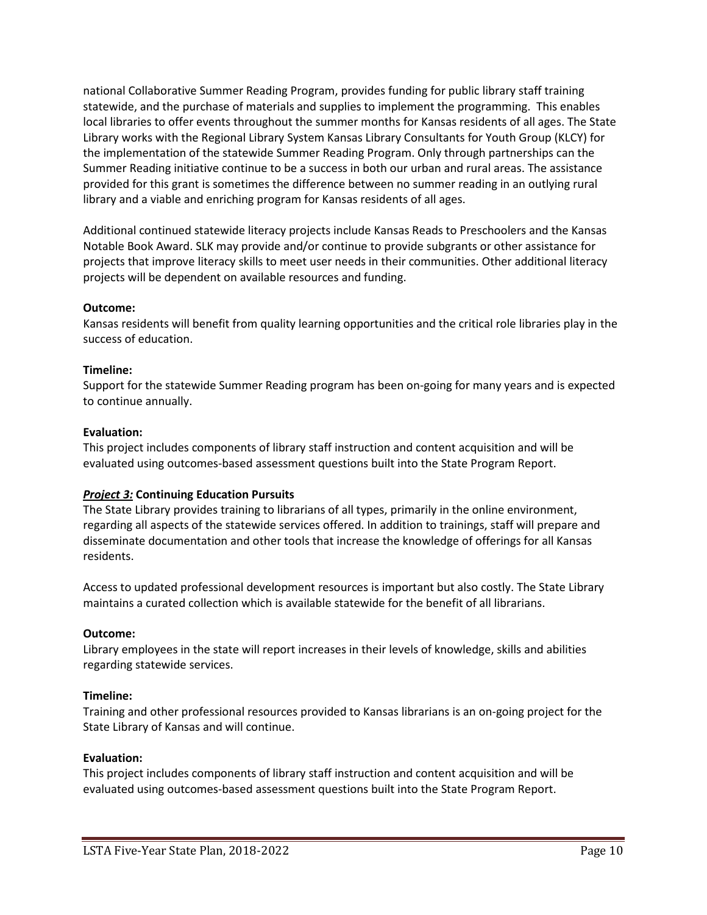national Collaborative Summer Reading Program, provides funding for public library staff training statewide, and the purchase of materials and supplies to implement the programming. This enables local libraries to offer events throughout the summer months for Kansas residents of all ages. The State Library works with the Regional Library System Kansas Library Consultants for Youth Group (KLCY) for the implementation of the statewide Summer Reading Program. Only through partnerships can the Summer Reading initiative continue to be a success in both our urban and rural areas. The assistance provided for this grant is sometimes the difference between no summer reading in an outlying rural library and a viable and enriching program for Kansas residents of all ages.

Additional continued statewide literacy projects include Kansas Reads to Preschoolers and the Kansas Notable Book Award. SLK may provide and/or continue to provide subgrants or other assistance for projects that improve literacy skills to meet user needs in their communities. Other additional literacy projects will be dependent on available resources and funding.

**Outcome:**
Kansas residents will benefit from quality learning opportunities and the critical role libraries play in the success of education.

**Timeline:**
Support for the statewide Summer Reading program has been on-going for many years and is expected to continue annually.

**Evaluation:**
This project includes components of library staff instruction and content acquisition and will be evaluated using outcomes-based assessment questions built into the State Program Report.

***Project 3:*** **Continuing Education Pursuits**
The State Library provides training to librarians of all types, primarily in the online environment, regarding all aspects of the statewide services offered. In addition to trainings, staff will prepare and disseminate documentation and other tools that increase the knowledge of offerings for all Kansas residents.

Access to updated professional development resources is important but also costly. The State Library maintains a curated collection which is available statewide for the benefit of all librarians.

**Outcome:**
Library employees in the state will report increases in their levels of knowledge, skills and abilities regarding statewide services.

**Timeline:**
Training and other professional resources provided to Kansas librarians is an on-going project for the State Library of Kansas and will continue.

**Evaluation:**
This project includes components of library staff instruction and content acquisition and will be evaluated using outcomes-based assessment questions built into the State Program Report.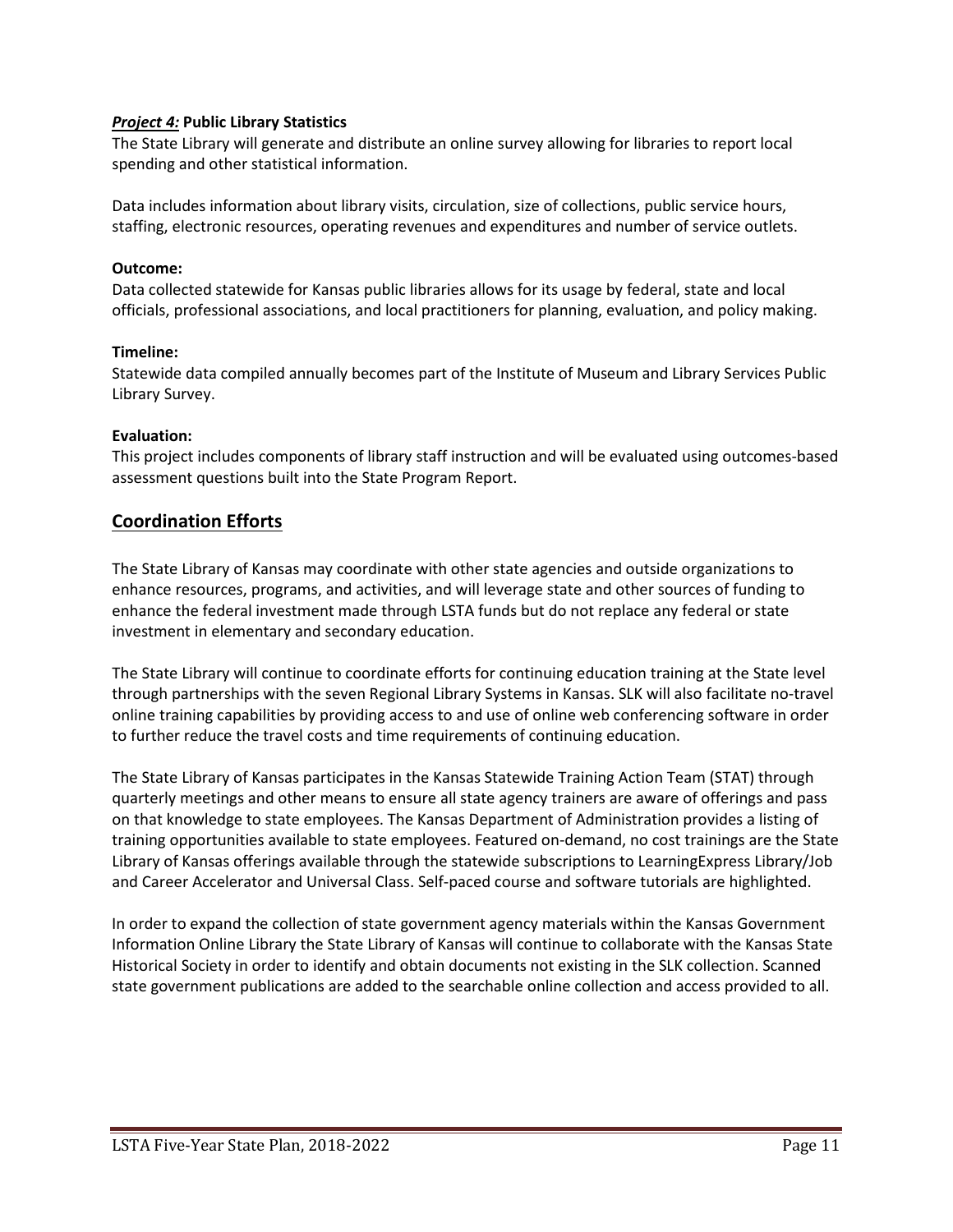***Project 4:*** **Public Library Statistics**
The State Library will generate and distribute an online survey allowing for libraries to report local spending and other statistical information.

Data includes information about library visits, circulation, size of collections, public service hours, staffing, electronic resources, operating revenues and expenditures and number of service outlets.

**Outcome:**
Data collected statewide for Kansas public libraries allows for its usage by federal, state and local officials, professional associations, and local practitioners for planning, evaluation, and policy making.

**Timeline:**
Statewide data compiled annually becomes part of the Institute of Museum and Library Services Public Library Survey.

**Evaluation:**
This project includes components of library staff instruction and will be evaluated using outcomes-based assessment questions built into the State Program Report.

## Coordination Efforts

The State Library of Kansas may coordinate with other state agencies and outside organizations to enhance resources, programs, and activities, and will leverage state and other sources of funding to enhance the federal investment made through LSTA funds but do not replace any federal or state investment in elementary and secondary education.

The State Library will continue to coordinate efforts for continuing education training at the State level through partnerships with the seven Regional Library Systems in Kansas. SLK will also facilitate no-travel online training capabilities by providing access to and use of online web conferencing software in order to further reduce the travel costs and time requirements of continuing education.

The State Library of Kansas participates in the Kansas Statewide Training Action Team (STAT) through quarterly meetings and other means to ensure all state agency trainers are aware of offerings and pass on that knowledge to state employees. The Kansas Department of Administration provides a listing of training opportunities available to state employees. Featured on-demand, no cost trainings are the State Library of Kansas offerings available through the statewide subscriptions to LearningExpress Library/Job and Career Accelerator and Universal Class. Self-paced course and software tutorials are highlighted.

In order to expand the collection of state government agency materials within the Kansas Government Information Online Library the State Library of Kansas will continue to collaborate with the Kansas State Historical Society in order to identify and obtain documents not existing in the SLK collection. Scanned state government publications are added to the searchable online collection and access provided to all.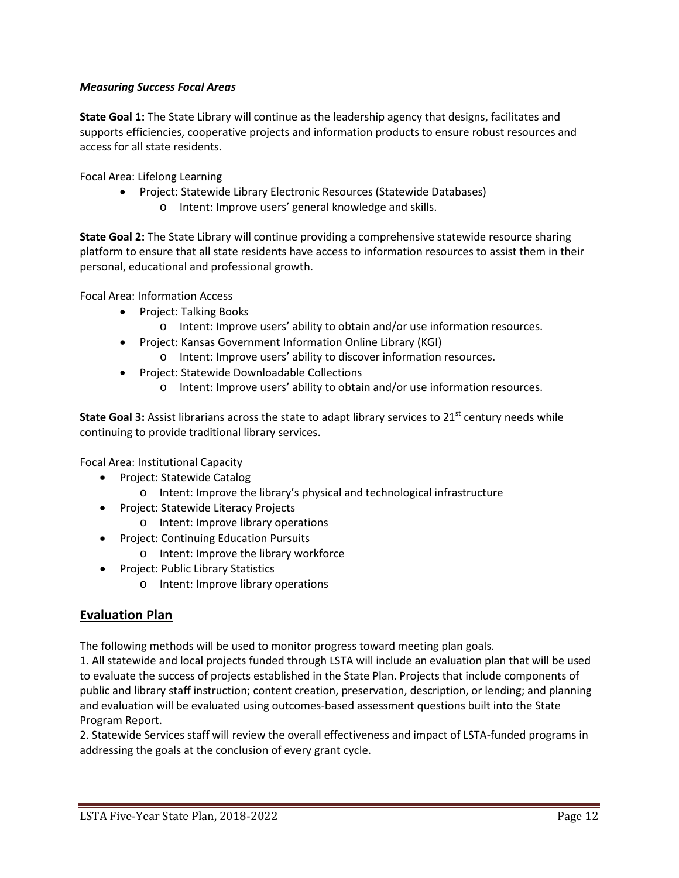***Measuring Success Focal Areas***

**State Goal 1:** The State Library will continue as the leadership agency that designs, facilitates and supports efficiencies, cooperative projects and information products to ensure robust resources and access for all state residents.

Focal Area: Lifelong Learning

- Project: Statewide Library Electronic Resources (Statewide Databases)
  - Intent: Improve users' general knowledge and skills.

**State Goal 2:** The State Library will continue providing a comprehensive statewide resource sharing platform to ensure that all state residents have access to information resources to assist them in their personal, educational and professional growth.

Focal Area: Information Access

- Project: Talking Books
  - Intent: Improve users' ability to obtain and/or use information resources.
- Project: Kansas Government Information Online Library (KGI)
  - Intent: Improve users' ability to discover information resources.
- Project: Statewide Downloadable Collections
  - Intent: Improve users' ability to obtain and/or use information resources.

**State Goal 3:** Assist librarians across the state to adapt library services to 21st century needs while continuing to provide traditional library services.

Focal Area: Institutional Capacity

- Project: Statewide Catalog
  - Intent: Improve the library's physical and technological infrastructure
- Project: Statewide Literacy Projects
  - Intent: Improve library operations
- Project: Continuing Education Pursuits
  - Intent: Improve the library workforce
- Project: Public Library Statistics
  - Intent: Improve library operations

## Evaluation Plan

The following methods will be used to monitor progress toward meeting plan goals.

1. All statewide and local projects funded through LSTA will include an evaluation plan that will be used to evaluate the success of projects established in the State Plan. Projects that include components of public and library staff instruction; content creation, preservation, description, or lending; and planning and evaluation will be evaluated using outcomes-based assessment questions built into the State Program Report.
2. Statewide Services staff will review the overall effectiveness and impact of LSTA-funded programs in addressing the goals at the conclusion of every grant cycle.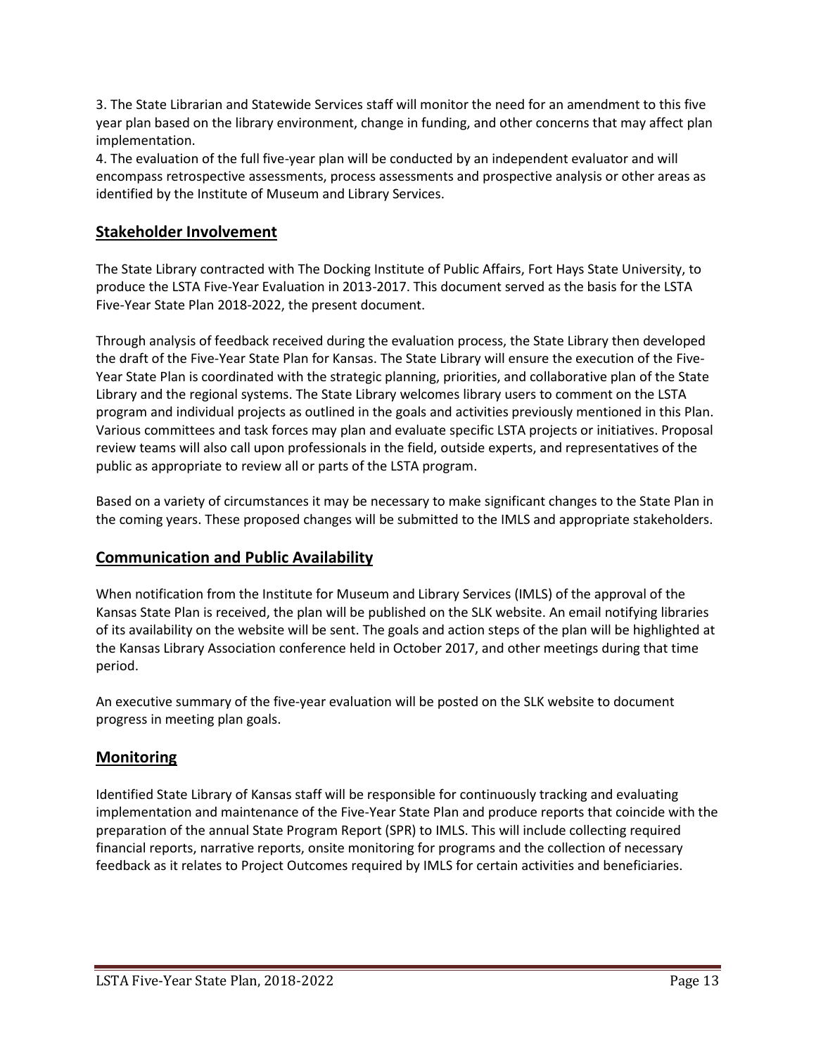3. The State Librarian and Statewide Services staff will monitor the need for an amendment to this five year plan based on the library environment, change in funding, and other concerns that may affect plan implementation.
4. The evaluation of the full five-year plan will be conducted by an independent evaluator and will encompass retrospective assessments, process assessments and prospective analysis or other areas as identified by the Institute of Museum and Library Services.

## Stakeholder Involvement

The State Library contracted with The Docking Institute of Public Affairs, Fort Hays State University, to produce the LSTA Five-Year Evaluation in 2013-2017. This document served as the basis for the LSTA Five-Year State Plan 2018-2022, the present document.

Through analysis of feedback received during the evaluation process, the State Library then developed the draft of the Five-Year State Plan for Kansas. The State Library will ensure the execution of the Five-Year State Plan is coordinated with the strategic planning, priorities, and collaborative plan of the State Library and the regional systems. The State Library welcomes library users to comment on the LSTA program and individual projects as outlined in the goals and activities previously mentioned in this Plan. Various committees and task forces may plan and evaluate specific LSTA projects or initiatives. Proposal review teams will also call upon professionals in the field, outside experts, and representatives of the public as appropriate to review all or parts of the LSTA program.

Based on a variety of circumstances it may be necessary to make significant changes to the State Plan in the coming years. These proposed changes will be submitted to the IMLS and appropriate stakeholders.

## Communication and Public Availability

When notification from the Institute for Museum and Library Services (IMLS) of the approval of the Kansas State Plan is received, the plan will be published on the SLK website. An email notifying libraries of its availability on the website will be sent. The goals and action steps of the plan will be highlighted at the Kansas Library Association conference held in October 2017, and other meetings during that time period.

An executive summary of the five-year evaluation will be posted on the SLK website to document progress in meeting plan goals.

## Monitoring

Identified State Library of Kansas staff will be responsible for continuously tracking and evaluating implementation and maintenance of the Five-Year State Plan and produce reports that coincide with the preparation of the annual State Program Report (SPR) to IMLS. This will include collecting required financial reports, narrative reports, onsite monitoring for programs and the collection of necessary feedback as it relates to Project Outcomes required by IMLS for certain activities and beneficiaries.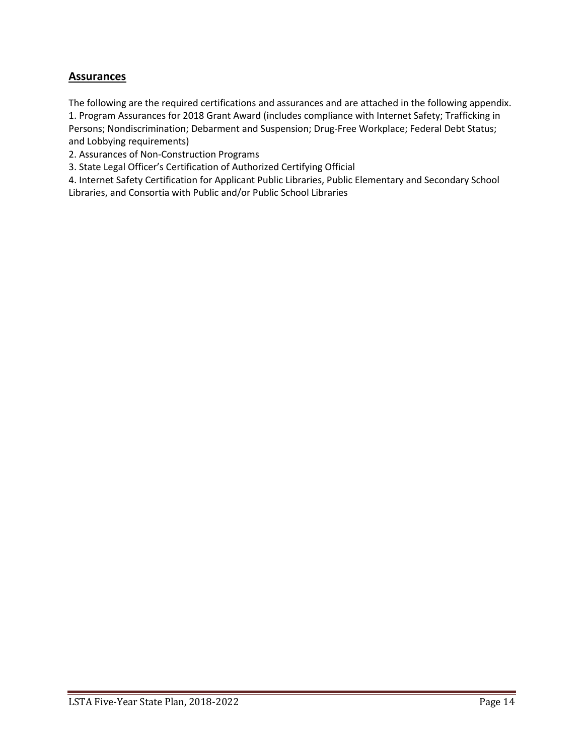## Assurances

The following are the required certifications and assurances and are attached in the following appendix.

1. Program Assurances for 2018 Grant Award (includes compliance with Internet Safety; Trafficking in Persons; Nondiscrimination; Debarment and Suspension; Drug-Free Workplace; Federal Debt Status; and Lobbying requirements)
2. Assurances of Non-Construction Programs
3. State Legal Officer's Certification of Authorized Certifying Official
4. Internet Safety Certification for Applicant Public Libraries, Public Elementary and Secondary School Libraries, and Consortia with Public and/or Public School Libraries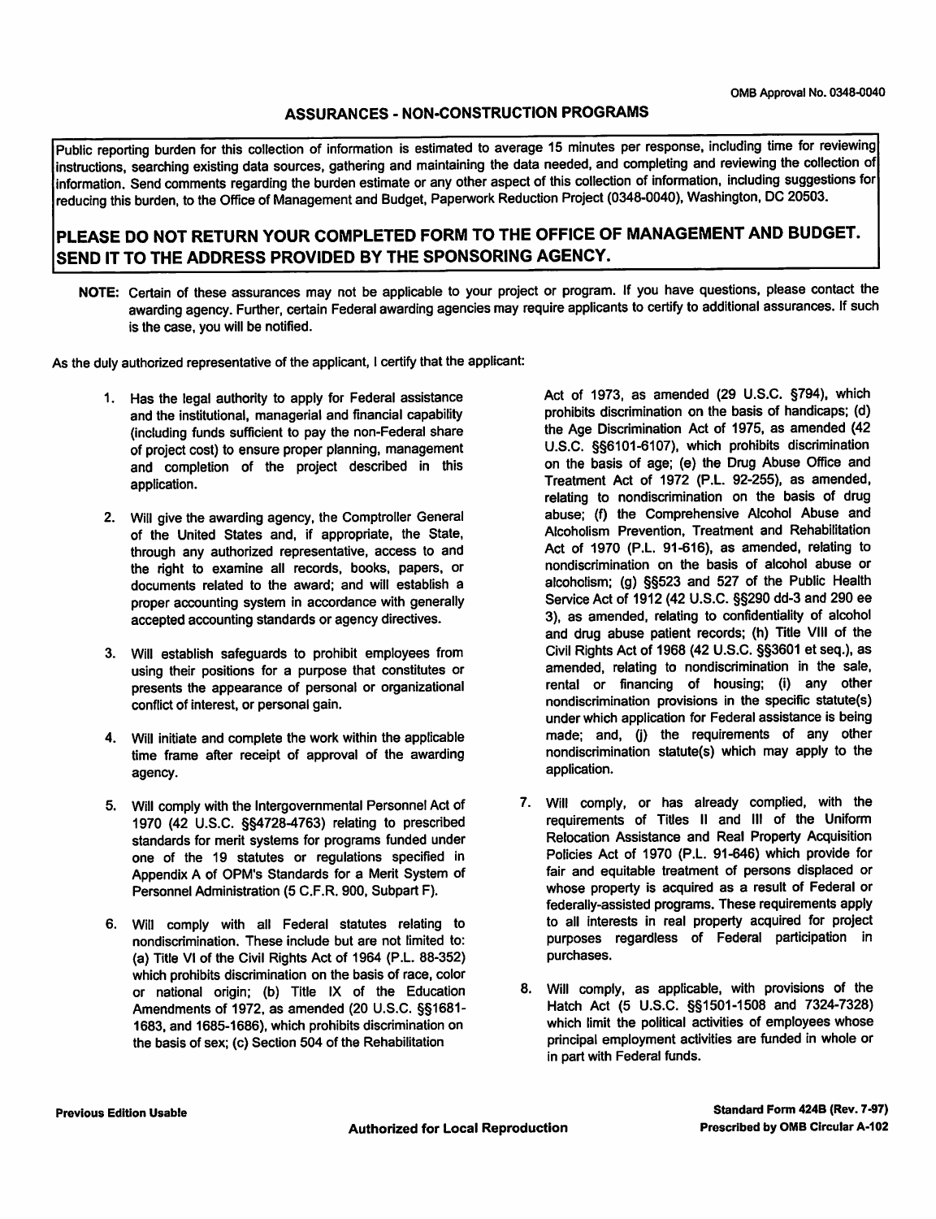OMB Approval No. 0348-0040

# ASSURANCES - NON-CONSTRUCTION PROGRAMS

Public reporting burden for this collection of information is estimated to average 15 minutes per response, including time for reviewing instructions, searching existing data sources, gathering and maintaining the data needed, and completing and reviewing the collection of information. Send comments regarding the burden estimate or any other aspect of this collection of information, including suggestions for reducing this burden, to the Office of Management and Budget, Paperwork Reduction Project (0348-0040), Washington, DC 20503.

**PLEASE DO NOT RETURN YOUR COMPLETED FORM TO THE OFFICE OF MANAGEMENT AND BUDGET. SEND IT TO THE ADDRESS PROVIDED BY THE SPONSORING AGENCY.**

**NOTE:** Certain of these assurances may not be applicable to your project or program. If you have questions, please contact the awarding agency. Further, certain Federal awarding agencies may require applicants to certify to additional assurances. If such is the case, you will be notified.

As the duly authorized representative of the applicant, I certify that the applicant:

1. Has the legal authority to apply for Federal assistance and the institutional, managerial and financial capability (including funds sufficient to pay the non-Federal share of project cost) to ensure proper planning, management and completion of the project described in this application.

2. Will give the awarding agency, the Comptroller General of the United States and, if appropriate, the State, through any authorized representative, access to and the right to examine all records, books, papers, or documents related to the award; and will establish a proper accounting system in accordance with generally accepted accounting standards or agency directives.

3. Will establish safeguards to prohibit employees from using their positions for a purpose that constitutes or presents the appearance of personal or organizational conflict of interest, or personal gain.

4. Will initiate and complete the work within the applicable time frame after receipt of approval of the awarding agency.

5. Will comply with the Intergovernmental Personnel Act of 1970 (42 U.S.C. §§4728-4763) relating to prescribed standards for merit systems for programs funded under one of the 19 statutes or regulations specified in Appendix A of OPM's Standards for a Merit System of Personnel Administration (5 C.F.R. 900, Subpart F).

6. Will comply with all Federal statutes relating to nondiscrimination. These include but are not limited to: (a) Title VI of the Civil Rights Act of 1964 (P.L. 88-352) which prohibits discrimination on the basis of race, color or national origin; (b) Title IX of the Education Amendments of 1972, as amended (20 U.S.C. §§1681-1683, and 1685-1686), which prohibits discrimination on the basis of sex; (c) Section 504 of the Rehabilitation Act of 1973, as amended (29 U.S.C. §794), which prohibits discrimination on the basis of handicaps; (d) the Age Discrimination Act of 1975, as amended (42 U.S.C. §§6101-6107), which prohibits discrimination on the basis of age; (e) the Drug Abuse Office and Treatment Act of 1972 (P.L. 92-255), as amended, relating to nondiscrimination on the basis of drug abuse; (f) the Comprehensive Alcohol Abuse and Alcoholism Prevention, Treatment and Rehabilitation Act of 1970 (P.L. 91-616), as amended, relating to nondiscrimination on the basis of alcohol abuse or alcoholism; (g) §§523 and 527 of the Public Health Service Act of 1912 (42 U.S.C. §§290 dd-3 and 290 ee 3), as amended, relating to confidentiality of alcohol and drug abuse patient records; (h) Title VIII of the Civil Rights Act of 1968 (42 U.S.C. §§3601 et seq.), as amended, relating to nondiscrimination in the sale, rental or financing of housing; (i) any other nondiscrimination provisions in the specific statute(s) under which application for Federal assistance is being made; and, (j) the requirements of any other nondiscrimination statute(s) which may apply to the application.

7. Will comply, or has already complied, with the requirements of Titles II and III of the Uniform Relocation Assistance and Real Property Acquisition Policies Act of 1970 (P.L. 91-646) which provide for fair and equitable treatment of persons displaced or whose property is acquired as a result of Federal or federally-assisted programs. These requirements apply to all interests in real property acquired for project purposes regardless of Federal participation in purchases.

8. Will comply, as applicable, with provisions of the Hatch Act (5 U.S.C. §§1501-1508 and 7324-7328) which limit the political activities of employees whose principal employment activities are funded in whole or in part with Federal funds.

**Previous Edition Usable**

**Authorized for Local Reproduction**

**Standard Form 424B (Rev. 7-97)**
**Prescribed by OMB Circular A-102**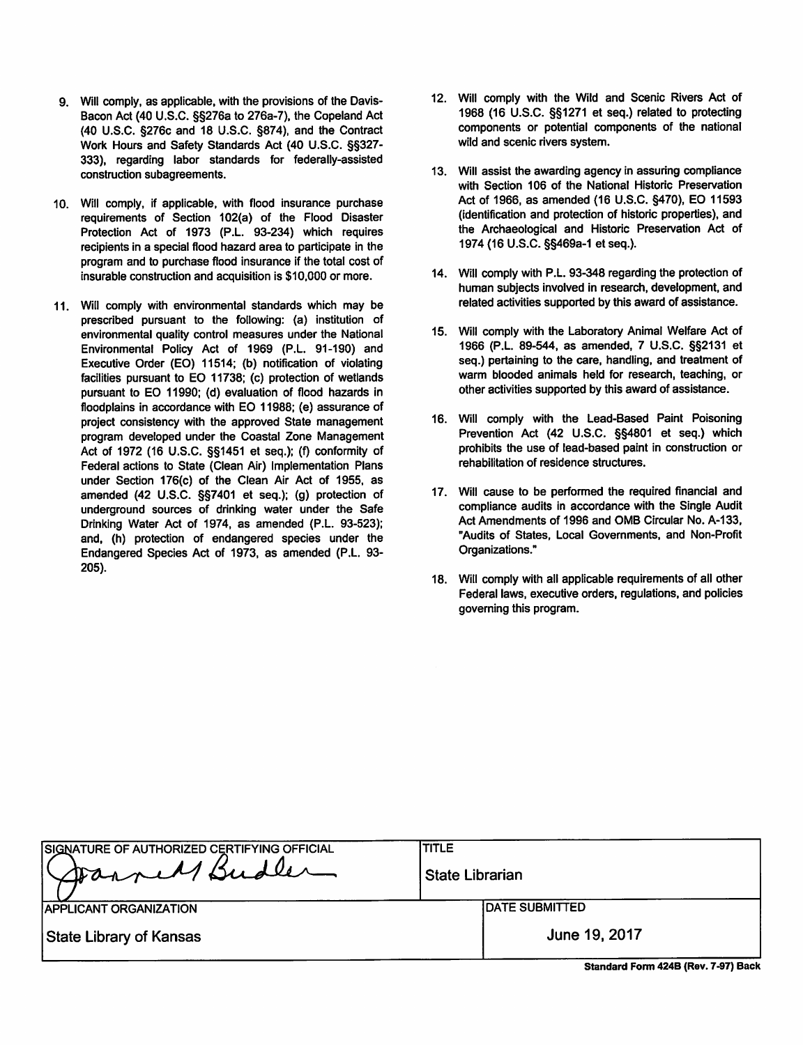9. Will comply, as applicable, with the provisions of the Davis-Bacon Act (40 U.S.C. §§276a to 276a-7), the Copeland Act (40 U.S.C. §276c and 18 U.S.C. §874), and the Contract Work Hours and Safety Standards Act (40 U.S.C. §§327-333), regarding labor standards for federally-assisted construction subagreements.

10. Will comply, if applicable, with flood insurance purchase requirements of Section 102(a) of the Flood Disaster Protection Act of 1973 (P.L. 93-234) which requires recipients in a special flood hazard area to participate in the program and to purchase flood insurance if the total cost of insurable construction and acquisition is $10,000 or more.

11. Will comply with environmental standards which may be prescribed pursuant to the following: (a) institution of environmental quality control measures under the National Environmental Policy Act of 1969 (P.L. 91-190) and Executive Order (EO) 11514; (b) notification of violating facilities pursuant to EO 11738; (c) protection of wetlands pursuant to EO 11990; (d) evaluation of flood hazards in floodplains in accordance with EO 11988; (e) assurance of project consistency with the approved State management program developed under the Coastal Zone Management Act of 1972 (16 U.S.C. §§1451 et seq.); (f) conformity of Federal actions to State (Clean Air) Implementation Plans under Section 176(c) of the Clean Air Act of 1955, as amended (42 U.S.C. §§7401 et seq.); (g) protection of underground sources of drinking water under the Safe Drinking Water Act of 1974, as amended (P.L. 93-523); and, (h) protection of endangered species under the Endangered Species Act of 1973, as amended (P.L. 93-205).

12. Will comply with the Wild and Scenic Rivers Act of 1968 (16 U.S.C. §§1271 et seq.) related to protecting components or potential components of the national wild and scenic rivers system.

13. Will assist the awarding agency in assuring compliance with Section 106 of the National Historic Preservation Act of 1966, as amended (16 U.S.C. §470), EO 11593 (identification and protection of historic properties), and the Archaeological and Historic Preservation Act of 1974 (16 U.S.C. §§469a-1 et seq.).

14. Will comply with P.L. 93-348 regarding the protection of human subjects involved in research, development, and related activities supported by this award of assistance.

15. Will comply with the Laboratory Animal Welfare Act of 1966 (P.L. 89-544, as amended, 7 U.S.C. §§2131 et seq.) pertaining to the care, handling, and treatment of warm blooded animals held for research, teaching, or other activities supported by this award of assistance.

16. Will comply with the Lead-Based Paint Poisoning Prevention Act (42 U.S.C. §§4801 et seq.) which prohibits the use of lead-based paint in construction or rehabilitation of residence structures.

17. Will cause to be performed the required financial and compliance audits in accordance with the Single Audit Act Amendments of 1996 and OMB Circular No. A-133, "Audits of States, Local Governments, and Non-Profit Organizations."

18. Will comply with all applicable requirements of all other Federal laws, executive orders, regulations, and policies governing this program.

| SIGNATURE OF AUTHORIZED CERTIFYING OFFICIAL | TITLE |
| --- | --- |
| Jo Budler (signature) | State Librarian |
| **APPLICANT ORGANIZATION** | **DATE SUBMITTED** |
| State Library of Kansas | June 19, 2017 |

Standard Form 424B (Rev. 7-97) Back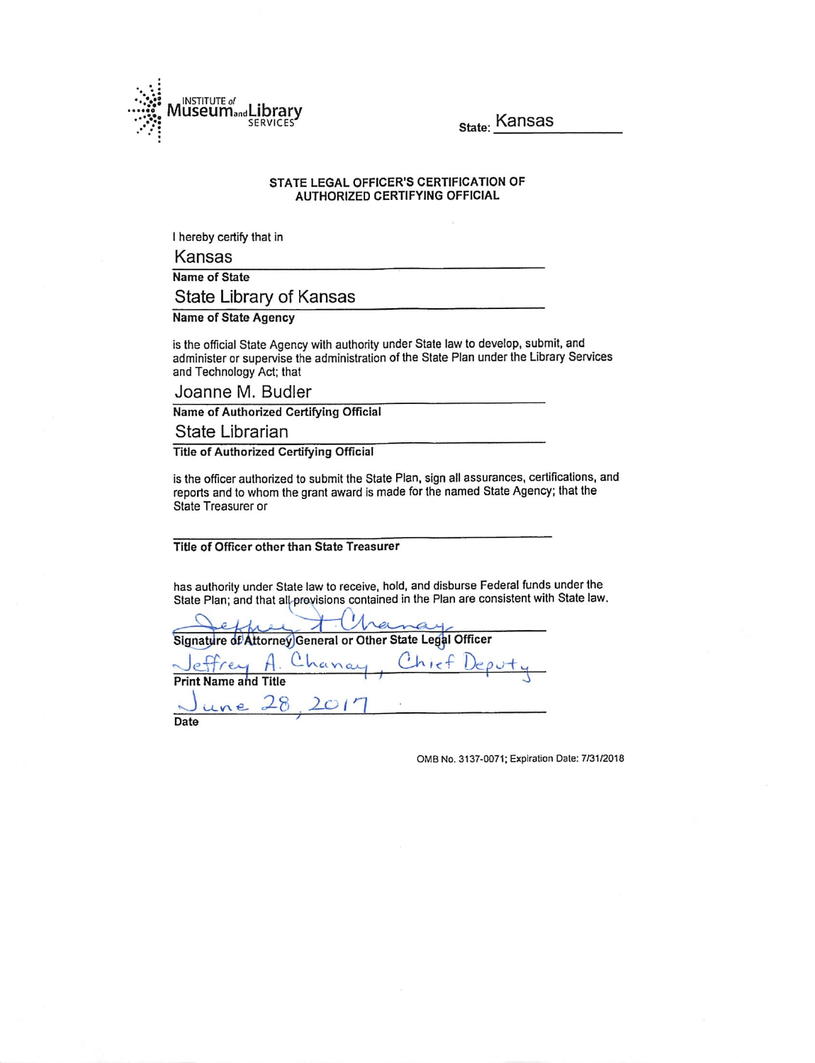INSTITUTE of Museum and Library SERVICES

State: Kansas

## STATE LEGAL OFFICER'S CERTIFICATION OF AUTHORIZED CERTIFYING OFFICIAL

I hereby certify that in

Kansas
**Name of State**

State Library of Kansas
**Name of State Agency**

is the official State Agency with authority under State law to develop, submit, and administer or supervise the administration of the State Plan under the Library Services and Technology Act; that

Joanne M. Budler
**Name of Authorized Certifying Official**

State Librarian
**Title of Authorized Certifying Official**

is the officer authorized to submit the State Plan, sign all assurances, certifications, and reports and to whom the grant award is made for the named State Agency; that the State Treasurer or

______________________________
**Title of Officer other than State Treasurer**

has authority under State law to receive, hold, and disburse Federal funds under the State Plan; and that all provisions contained in the Plan are consistent with State law.

Jeffrey A. Chanay
**Signature of Attorney General or Other State Legal Officer**

Jeffrey A. Chanay, Chief Deputy
**Print Name and Title**

June 28, 2017
**Date**

OMB No. 3137-0071; Expiration Date: 7/31/2018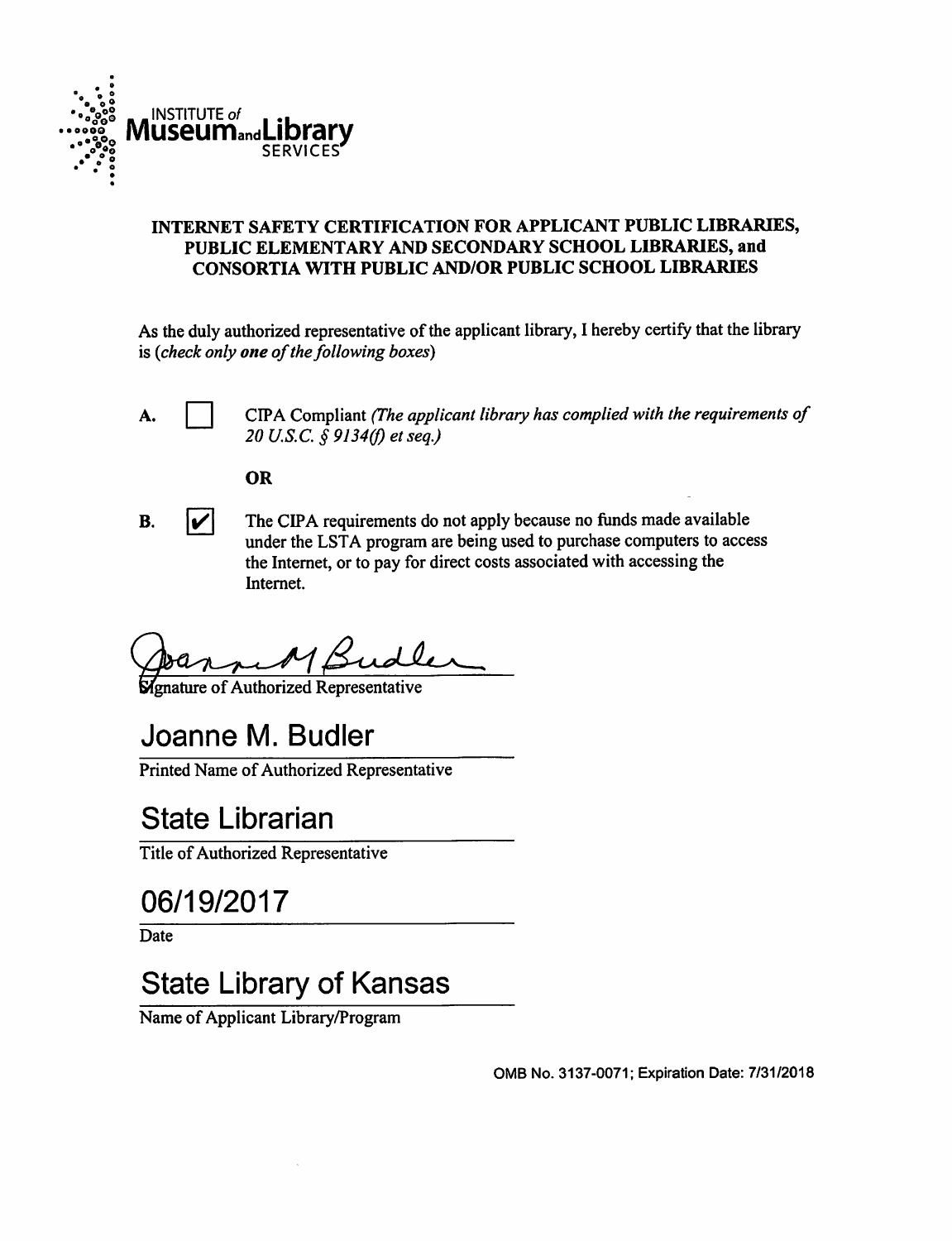INSTITUTE *of* **Museum and Library** SERVICES

**INTERNET SAFETY CERTIFICATION FOR APPLICANT PUBLIC LIBRARIES, PUBLIC ELEMENTARY AND SECONDARY SCHOOL LIBRARIES, and CONSORTIA WITH PUBLIC AND/OR PUBLIC SCHOOL LIBRARIES**

As the duly authorized representative of the applicant library, I hereby certify that the library is (*check only* ***one*** *of the following boxes*)

**A.** ☐ CIPA Compliant *(The applicant library has complied with the requirements of 20 U.S.C. § 9134(f) et seq.)*

**OR**

**B.** ☑ The CIPA requirements do not apply because no funds made available under the LSTA program are being used to purchase computers to access the Internet, or to pay for direct costs associated with accessing the Internet.

Joanne M Budler

Signature of Authorized Representative

Joanne M. Budler

Printed Name of Authorized Representative

State Librarian

Title of Authorized Representative

06/19/2017

Date

State Library of Kansas

Name of Applicant Library/Program

OMB No. 3137-0071; Expiration Date: 7/31/2018